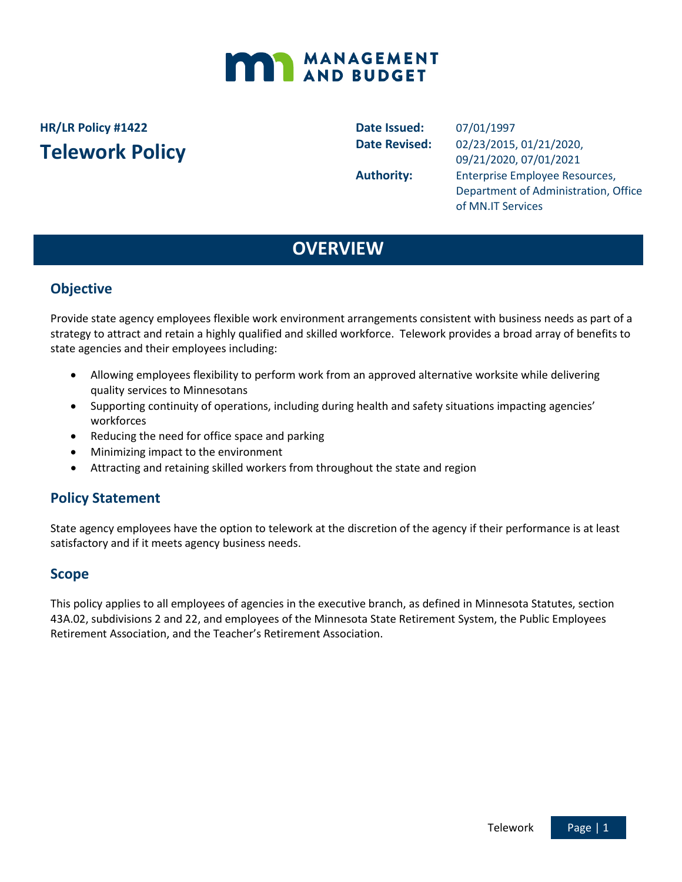MANAGEMENT AND BUDGET

**HR/LR Policy #1422**

# Telework Policy

**Date Issued:** 07/01/1997

**Date Revised:** 02/23/2015, 01/21/2020, 09/21/2020, 07/01/2021

**Authority:** Enterprise Employee Resources, Department of Administration, Office of MN.IT Services

## OVERVIEW

### Objective

Provide state agency employees flexible work environment arrangements consistent with business needs as part of a strategy to attract and retain a highly qualified and skilled workforce. Telework provides a broad array of benefits to state agencies and their employees including:

- Allowing employees flexibility to perform work from an approved alternative worksite while delivering quality services to Minnesotans
- Supporting continuity of operations, including during health and safety situations impacting agencies' workforces
- Reducing the need for office space and parking
- Minimizing impact to the environment
- Attracting and retaining skilled workers from throughout the state and region

### Policy Statement

State agency employees have the option to telework at the discretion of the agency if their performance is at least satisfactory and if it meets agency business needs.

### Scope

This policy applies to all employees of agencies in the executive branch, as defined in Minnesota Statutes, section 43A.02, subdivisions 2 and 22, and employees of the Minnesota State Retirement System, the Public Employees Retirement Association, and the Teacher's Retirement Association.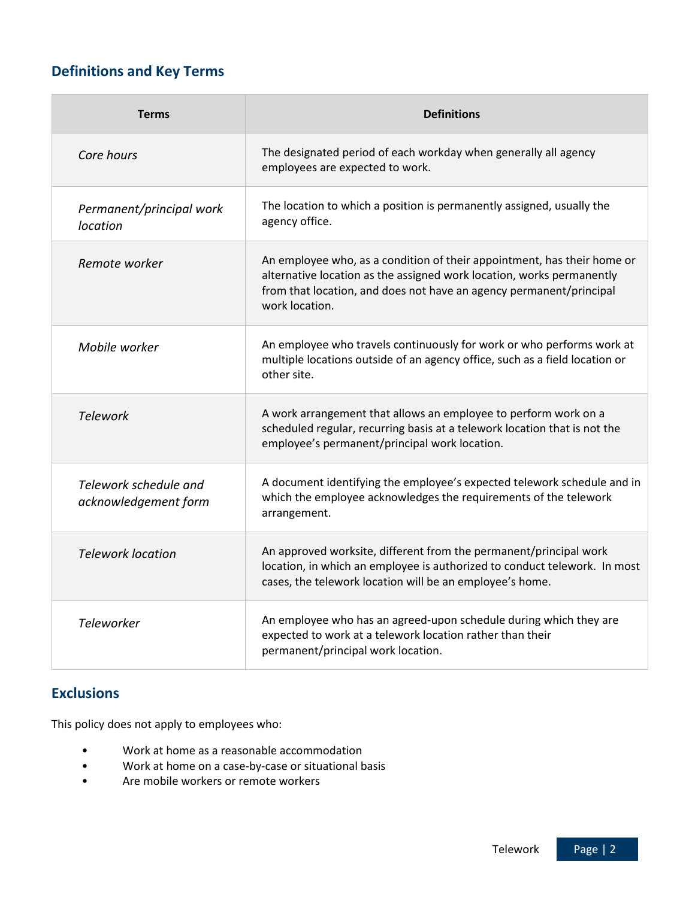## Definitions and Key Terms

| Terms | Definitions |
|---|---|
| *Core hours* | The designated period of each workday when generally all agency employees are expected to work. |
| *Permanent/principal work location* | The location to which a position is permanently assigned, usually the agency office. |
| *Remote worker* | An employee who, as a condition of their appointment, has their home or alternative location as the assigned work location, works permanently from that location, and does not have an agency permanent/principal work location. |
| *Mobile worker* | An employee who travels continuously for work or who performs work at multiple locations outside of an agency office, such as a field location or other site. |
| *Telework* | A work arrangement that allows an employee to perform work on a scheduled regular, recurring basis at a telework location that is not the employee's permanent/principal work location. |
| *Telework schedule and acknowledgement form* | A document identifying the employee's expected telework schedule and in which the employee acknowledges the requirements of the telework arrangement. |
| *Telework location* | An approved worksite, different from the permanent/principal work location, in which an employee is authorized to conduct telework. In most cases, the telework location will be an employee's home. |
| *Teleworker* | An employee who has an agreed-upon schedule during which they are expected to work at a telework location rather than their permanent/principal work location. |

## Exclusions

This policy does not apply to employees who:

- Work at home as a reasonable accommodation
- Work at home on a case-by-case or situational basis
- Are mobile workers or remote workers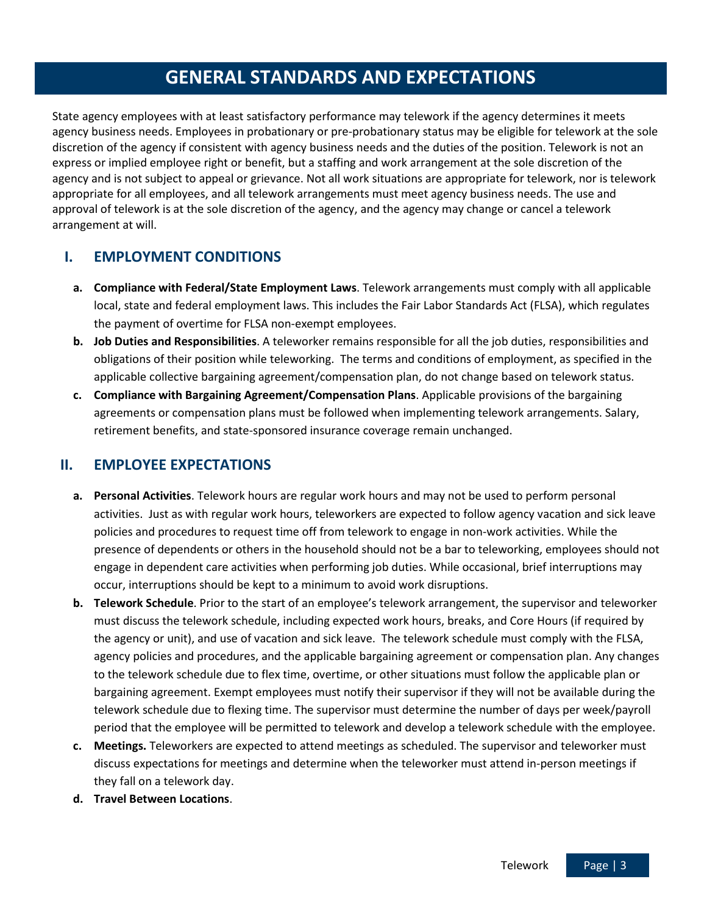# GENERAL STANDARDS AND EXPECTATIONS

State agency employees with at least satisfactory performance may telework if the agency determines it meets agency business needs. Employees in probationary or pre-probationary status may be eligible for telework at the sole discretion of the agency if consistent with agency business needs and the duties of the position. Telework is not an express or implied employee right or benefit, but a staffing and work arrangement at the sole discretion of the agency and is not subject to appeal or grievance. Not all work situations are appropriate for telework, nor is telework appropriate for all employees, and all telework arrangements must meet agency business needs. The use and approval of telework is at the sole discretion of the agency, and the agency may change or cancel a telework arrangement at will.

## I. EMPLOYMENT CONDITIONS

a. **Compliance with Federal/State Employment Laws**. Telework arrangements must comply with all applicable local, state and federal employment laws. This includes the Fair Labor Standards Act (FLSA), which regulates the payment of overtime for FLSA non-exempt employees.

b. **Job Duties and Responsibilities**. A teleworker remains responsible for all the job duties, responsibilities and obligations of their position while teleworking. The terms and conditions of employment, as specified in the applicable collective bargaining agreement/compensation plan, do not change based on telework status.

c. **Compliance with Bargaining Agreement/Compensation Plans**. Applicable provisions of the bargaining agreements or compensation plans must be followed when implementing telework arrangements. Salary, retirement benefits, and state-sponsored insurance coverage remain unchanged.

## II. EMPLOYEE EXPECTATIONS

a. **Personal Activities**. Telework hours are regular work hours and may not be used to perform personal activities. Just as with regular work hours, teleworkers are expected to follow agency vacation and sick leave policies and procedures to request time off from telework to engage in non-work activities. While the presence of dependents or others in the household should not be a bar to teleworking, employees should not engage in dependent care activities when performing job duties. While occasional, brief interruptions may occur, interruptions should be kept to a minimum to avoid work disruptions.

b. **Telework Schedule**. Prior to the start of an employee's telework arrangement, the supervisor and teleworker must discuss the telework schedule, including expected work hours, breaks, and Core Hours (if required by the agency or unit), and use of vacation and sick leave. The telework schedule must comply with the FLSA, agency policies and procedures, and the applicable bargaining agreement or compensation plan. Any changes to the telework schedule due to flex time, overtime, or other situations must follow the applicable plan or bargaining agreement. Exempt employees must notify their supervisor if they will not be available during the telework schedule due to flexing time. The supervisor must determine the number of days per week/payroll period that the employee will be permitted to telework and develop a telework schedule with the employee.

c. **Meetings.** Teleworkers are expected to attend meetings as scheduled. The supervisor and teleworker must discuss expectations for meetings and determine when the teleworker must attend in-person meetings if they fall on a telework day.

d. **Travel Between Locations**.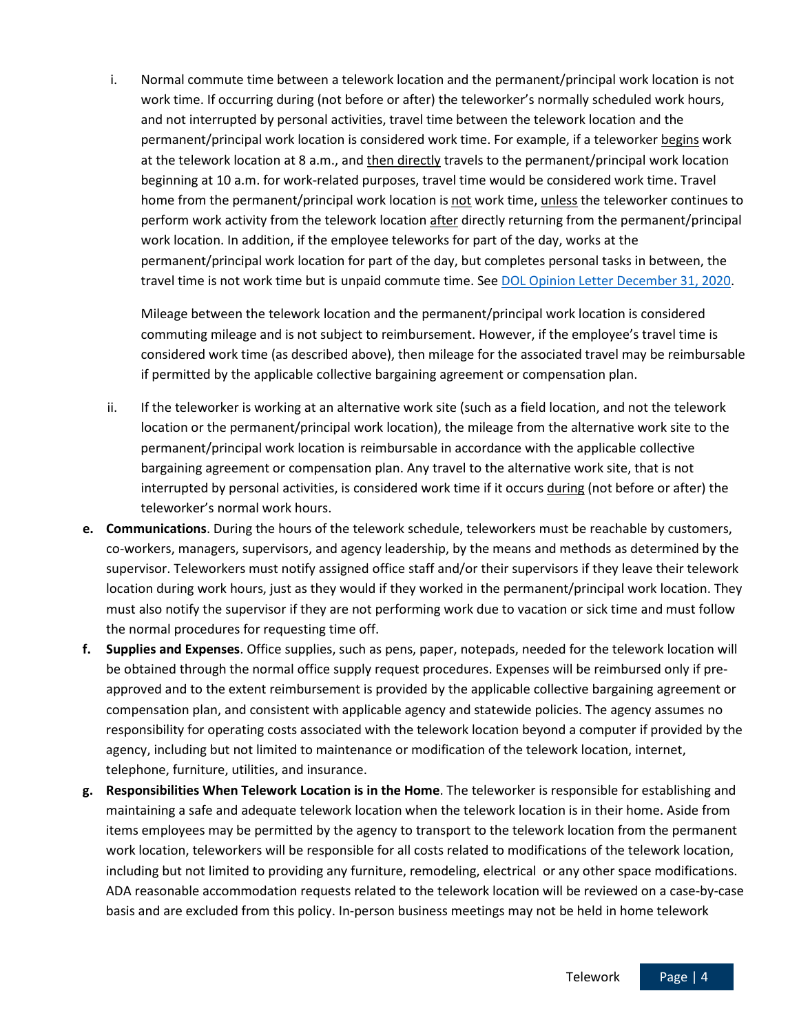i. Normal commute time between a telework location and the permanent/principal work location is not work time. If occurring during (not before or after) the teleworker's normally scheduled work hours, and not interrupted by personal activities, travel time between the telework location and the permanent/principal work location is considered work time. For example, if a teleworker <u>begins</u> work at the telework location at 8 a.m., and <u>then directly</u> travels to the permanent/principal work location beginning at 10 a.m. for work-related purposes, travel time would be considered work time. Travel home from the permanent/principal work location is <u>not</u> work time, <u>unless</u> the teleworker continues to perform work activity from the telework location <u>after</u> directly returning from the permanent/principal work location. In addition, if the employee teleworks for part of the day, works at the permanent/principal work location for part of the day, but completes personal tasks in between, the travel time is not work time but is unpaid commute time. See [DOL Opinion Letter December 31, 2020](#).

   Mileage between the telework location and the permanent/principal work location is considered commuting mileage and is not subject to reimbursement. However, if the employee's travel time is considered work time (as described above), then mileage for the associated travel may be reimbursable if permitted by the applicable collective bargaining agreement or compensation plan.

ii. If the teleworker is working at an alternative work site (such as a field location, and not the telework location or the permanent/principal work location), the mileage from the alternative work site to the permanent/principal work location is reimbursable in accordance with the applicable collective bargaining agreement or compensation plan. Any travel to the alternative work site, that is not interrupted by personal activities, is considered work time if it occurs <u>during</u> (not before or after) the teleworker's normal work hours.

**e. Communications**. During the hours of the telework schedule, teleworkers must be reachable by customers, co-workers, managers, supervisors, and agency leadership, by the means and methods as determined by the supervisor. Teleworkers must notify assigned office staff and/or their supervisors if they leave their telework location during work hours, just as they would if they worked in the permanent/principal work location. They must also notify the supervisor if they are not performing work due to vacation or sick time and must follow the normal procedures for requesting time off.

**f. Supplies and Expenses**. Office supplies, such as pens, paper, notepads, needed for the telework location will be obtained through the normal office supply request procedures. Expenses will be reimbursed only if pre-approved and to the extent reimbursement is provided by the applicable collective bargaining agreement or compensation plan, and consistent with applicable agency and statewide policies. The agency assumes no responsibility for operating costs associated with the telework location beyond a computer if provided by the agency, including but not limited to maintenance or modification of the telework location, internet, telephone, furniture, utilities, and insurance.

**g. Responsibilities When Telework Location is in the Home**. The teleworker is responsible for establishing and maintaining a safe and adequate telework location when the telework location is in their home. Aside from items employees may be permitted by the agency to transport to the telework location from the permanent work location, teleworkers will be responsible for all costs related to modifications of the telework location, including but not limited to providing any furniture, remodeling, electrical or any other space modifications. ADA reasonable accommodation requests related to the telework location will be reviewed on a case-by-case basis and are excluded from this policy. In-person business meetings may not be held in home telework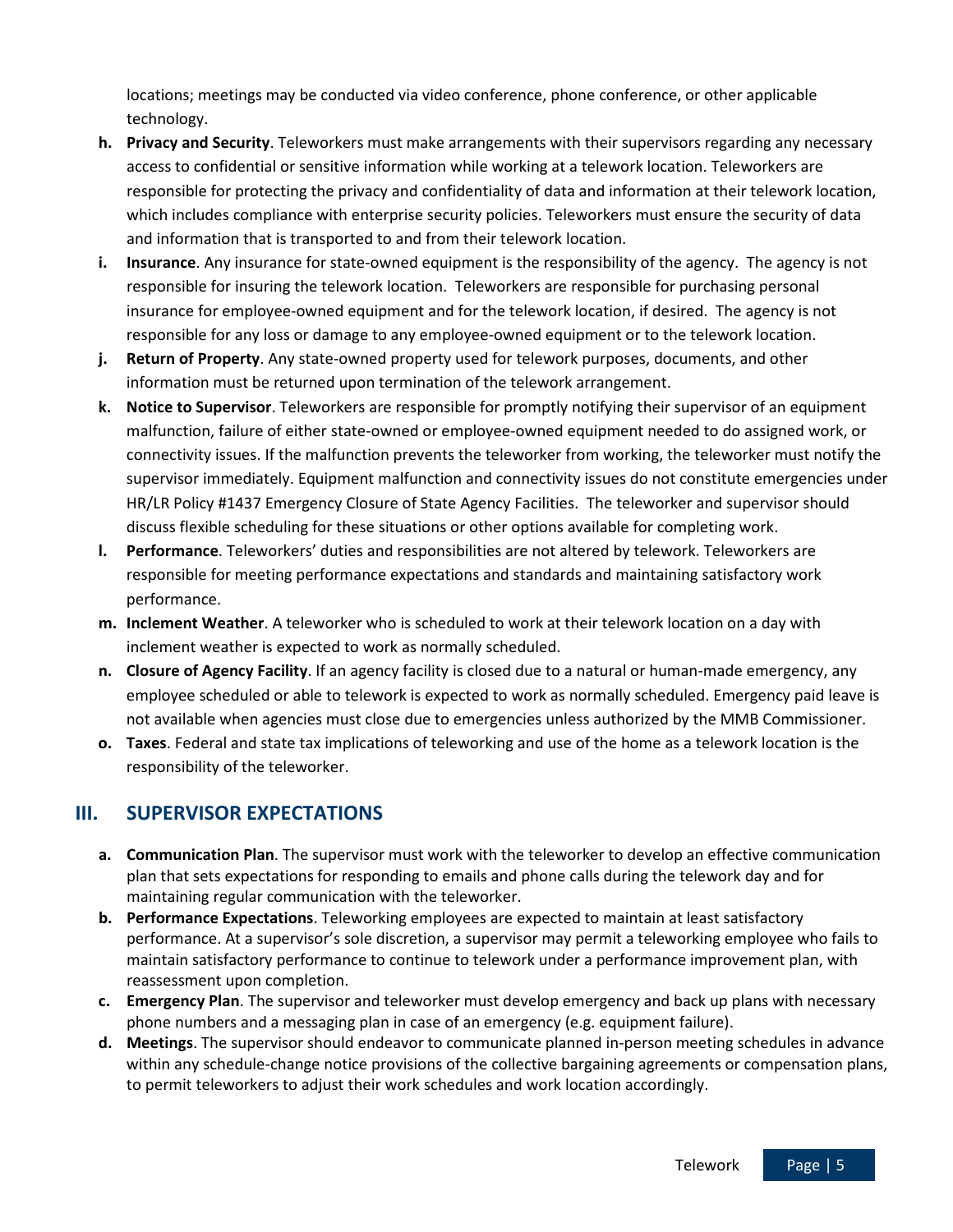locations; meetings may be conducted via video conference, phone conference, or other applicable technology.

- **h. Privacy and Security**. Teleworkers must make arrangements with their supervisors regarding any necessary access to confidential or sensitive information while working at a telework location. Teleworkers are responsible for protecting the privacy and confidentiality of data and information at their telework location, which includes compliance with enterprise security policies. Teleworkers must ensure the security of data and information that is transported to and from their telework location.
- **i. Insurance**. Any insurance for state-owned equipment is the responsibility of the agency. The agency is not responsible for insuring the telework location. Teleworkers are responsible for purchasing personal insurance for employee-owned equipment and for the telework location, if desired. The agency is not responsible for any loss or damage to any employee-owned equipment or to the telework location.
- **j. Return of Property**. Any state-owned property used for telework purposes, documents, and other information must be returned upon termination of the telework arrangement.
- **k. Notice to Supervisor**. Teleworkers are responsible for promptly notifying their supervisor of an equipment malfunction, failure of either state-owned or employee-owned equipment needed to do assigned work, or connectivity issues. If the malfunction prevents the teleworker from working, the teleworker must notify the supervisor immediately. Equipment malfunction and connectivity issues do not constitute emergencies under HR/LR Policy #1437 Emergency Closure of State Agency Facilities. The teleworker and supervisor should discuss flexible scheduling for these situations or other options available for completing work.
- **l. Performance**. Teleworkers' duties and responsibilities are not altered by telework. Teleworkers are responsible for meeting performance expectations and standards and maintaining satisfactory work performance.
- **m. Inclement Weather**. A teleworker who is scheduled to work at their telework location on a day with inclement weather is expected to work as normally scheduled.
- **n. Closure of Agency Facility**. If an agency facility is closed due to a natural or human-made emergency, any employee scheduled or able to telework is expected to work as normally scheduled. Emergency paid leave is not available when agencies must close due to emergencies unless authorized by the MMB Commissioner.
- **o. Taxes**. Federal and state tax implications of teleworking and use of the home as a telework location is the responsibility of the teleworker.

## III. SUPERVISOR EXPECTATIONS

- **a. Communication Plan**. The supervisor must work with the teleworker to develop an effective communication plan that sets expectations for responding to emails and phone calls during the telework day and for maintaining regular communication with the teleworker.
- **b. Performance Expectations**. Teleworking employees are expected to maintain at least satisfactory performance. At a supervisor's sole discretion, a supervisor may permit a teleworking employee who fails to maintain satisfactory performance to continue to telework under a performance improvement plan, with reassessment upon completion.
- **c. Emergency Plan**. The supervisor and teleworker must develop emergency and back up plans with necessary phone numbers and a messaging plan in case of an emergency (e.g. equipment failure).
- **d. Meetings**. The supervisor should endeavor to communicate planned in-person meeting schedules in advance within any schedule-change notice provisions of the collective bargaining agreements or compensation plans, to permit teleworkers to adjust their work schedules and work location accordingly.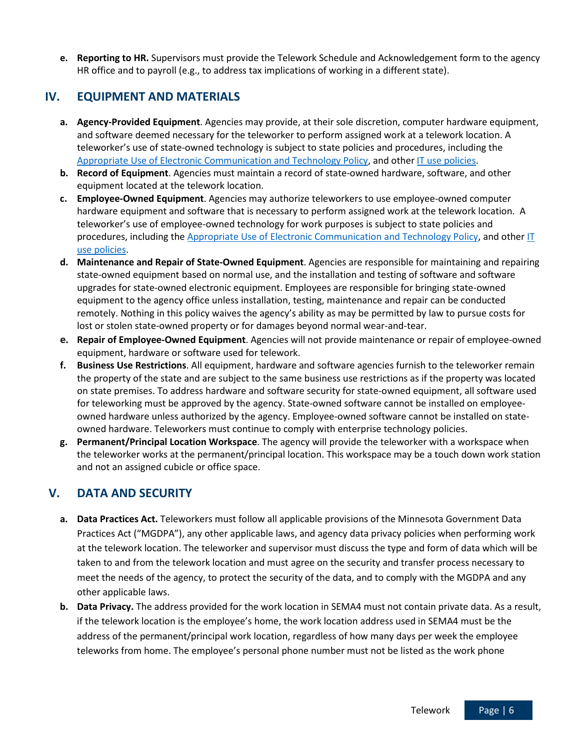**e. Reporting to HR.** Supervisors must provide the Telework Schedule and Acknowledgement form to the agency HR office and to payroll (e.g., to address tax implications of working in a different state).

## IV. EQUIPMENT AND MATERIALS

**a. Agency-Provided Equipment**. Agencies may provide, at their sole discretion, computer hardware equipment, and software deemed necessary for the teleworker to perform assigned work at a telework location. A teleworker's use of state-owned technology is subject to state policies and procedures, including the Appropriate Use of Electronic Communication and Technology Policy, and other IT use policies.

**b. Record of Equipment**. Agencies must maintain a record of state-owned hardware, software, and other equipment located at the telework location.

**c. Employee-Owned Equipment**. Agencies may authorize teleworkers to use employee-owned computer hardware equipment and software that is necessary to perform assigned work at the telework location. A teleworker's use of employee-owned technology for work purposes is subject to state policies and procedures, including the Appropriate Use of Electronic Communication and Technology Policy, and other IT use policies.

**d. Maintenance and Repair of State-Owned Equipment**. Agencies are responsible for maintaining and repairing state-owned equipment based on normal use, and the installation and testing of software and software upgrades for state-owned electronic equipment. Employees are responsible for bringing state-owned equipment to the agency office unless installation, testing, maintenance and repair can be conducted remotely. Nothing in this policy waives the agency's ability as may be permitted by law to pursue costs for lost or stolen state-owned property or for damages beyond normal wear-and-tear.

**e. Repair of Employee-Owned Equipment**. Agencies will not provide maintenance or repair of employee-owned equipment, hardware or software used for telework.

**f. Business Use Restrictions**. All equipment, hardware and software agencies furnish to the teleworker remain the property of the state and are subject to the same business use restrictions as if the property was located on state premises. To address hardware and software security for state-owned equipment, all software used for teleworking must be approved by the agency. State-owned software cannot be installed on employee-owned hardware unless authorized by the agency. Employee-owned software cannot be installed on state-owned hardware. Teleworkers must continue to comply with enterprise technology policies.

**g. Permanent/Principal Location Workspace**. The agency will provide the teleworker with a workspace when the teleworker works at the permanent/principal location. This workspace may be a touch down work station and not an assigned cubicle or office space.

## V. DATA AND SECURITY

**a. Data Practices Act.** Teleworkers must follow all applicable provisions of the Minnesota Government Data Practices Act ("MGDPA"), any other applicable laws, and agency data privacy policies when performing work at the telework location. The teleworker and supervisor must discuss the type and form of data which will be taken to and from the telework location and must agree on the security and transfer process necessary to meet the needs of the agency, to protect the security of the data, and to comply with the MGDPA and any other applicable laws.

**b. Data Privacy.** The address provided for the work location in SEMA4 must not contain private data. As a result, if the telework location is the employee's home, the work location address used in SEMA4 must be the address of the permanent/principal work location, regardless of how many days per week the employee teleworks from home. The employee's personal phone number must not be listed as the work phone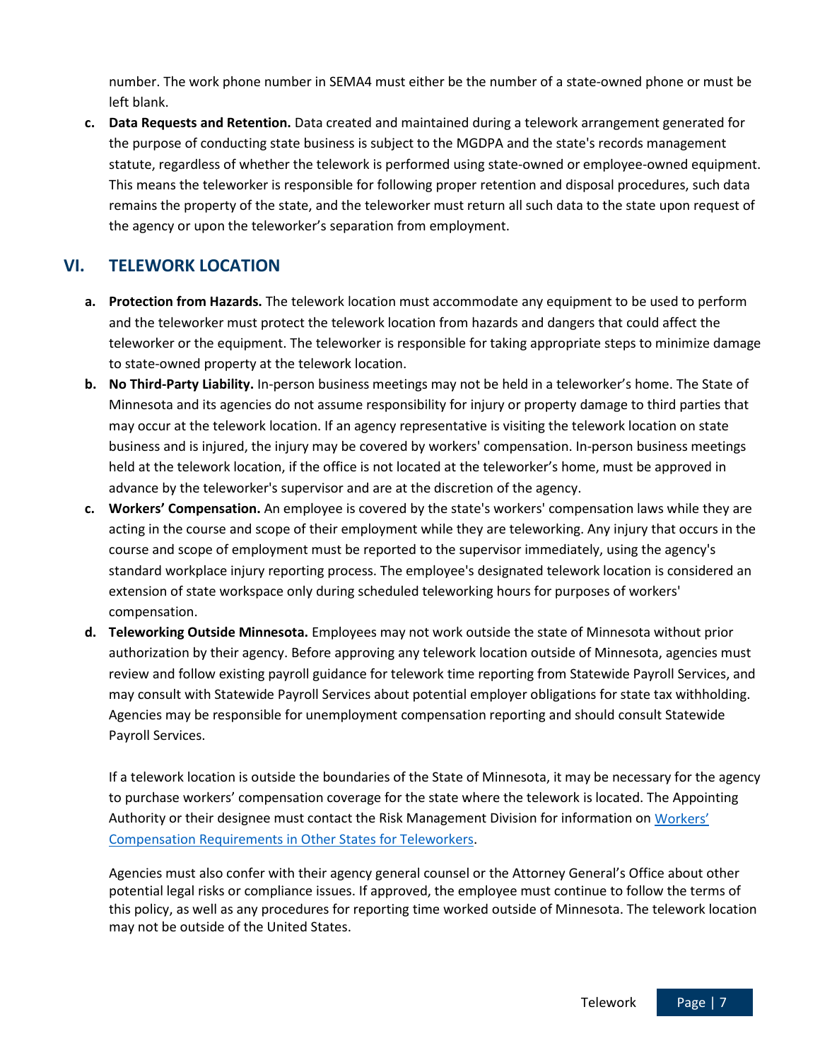number. The work phone number in SEMA4 must either be the number of a state-owned phone or must be left blank.

c. **Data Requests and Retention.** Data created and maintained during a telework arrangement generated for the purpose of conducting state business is subject to the MGDPA and the state's records management statute, regardless of whether the telework is performed using state-owned or employee-owned equipment. This means the teleworker is responsible for following proper retention and disposal procedures, such data remains the property of the state, and the teleworker must return all such data to the state upon request of the agency or upon the teleworker's separation from employment.

## VI. TELEWORK LOCATION

a. **Protection from Hazards.** The telework location must accommodate any equipment to be used to perform and the teleworker must protect the telework location from hazards and dangers that could affect the teleworker or the equipment. The teleworker is responsible for taking appropriate steps to minimize damage to state-owned property at the telework location.

b. **No Third-Party Liability.** In-person business meetings may not be held in a teleworker's home. The State of Minnesota and its agencies do not assume responsibility for injury or property damage to third parties that may occur at the telework location. If an agency representative is visiting the telework location on state business and is injured, the injury may be covered by workers' compensation. In-person business meetings held at the telework location, if the office is not located at the teleworker's home, must be approved in advance by the teleworker's supervisor and are at the discretion of the agency.

c. **Workers' Compensation.** An employee is covered by the state's workers' compensation laws while they are acting in the course and scope of their employment while they are teleworking. Any injury that occurs in the course and scope of employment must be reported to the supervisor immediately, using the agency's standard workplace injury reporting process. The employee's designated telework location is considered an extension of state workspace only during scheduled teleworking hours for purposes of workers' compensation.

d. **Teleworking Outside Minnesota.** Employees may not work outside the state of Minnesota without prior authorization by their agency. Before approving any telework location outside of Minnesota, agencies must review and follow existing payroll guidance for telework time reporting from Statewide Payroll Services, and may consult with Statewide Payroll Services about potential employer obligations for state tax withholding. Agencies may be responsible for unemployment compensation reporting and should consult Statewide Payroll Services.

   If a telework location is outside the boundaries of the State of Minnesota, it may be necessary for the agency to purchase workers' compensation coverage for the state where the telework is located. The Appointing Authority or their designee must contact the Risk Management Division for information on Workers' Compensation Requirements in Other States for Teleworkers.

   Agencies must also confer with their agency general counsel or the Attorney General's Office about other potential legal risks or compliance issues. If approved, the employee must continue to follow the terms of this policy, as well as any procedures for reporting time worked outside of Minnesota. The telework location may not be outside of the United States.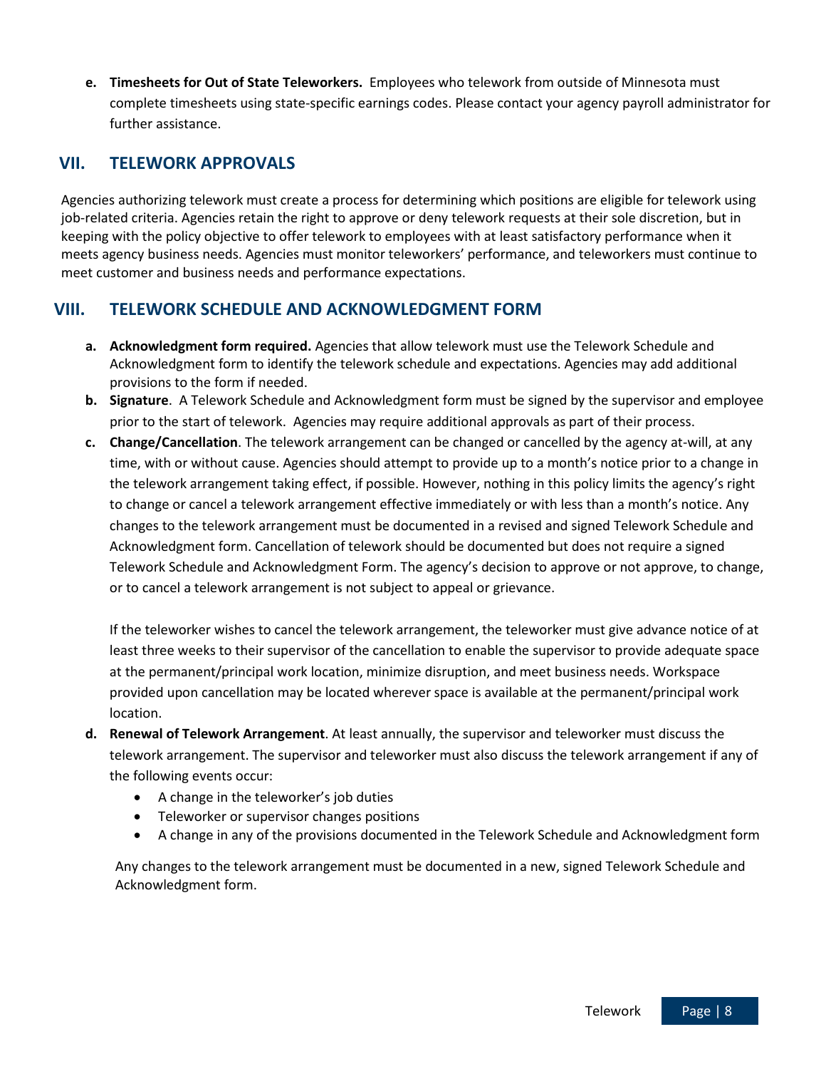**e. Timesheets for Out of State Teleworkers.** Employees who telework from outside of Minnesota must complete timesheets using state-specific earnings codes. Please contact your agency payroll administrator for further assistance.

## VII. TELEWORK APPROVALS

Agencies authorizing telework must create a process for determining which positions are eligible for telework using job-related criteria. Agencies retain the right to approve or deny telework requests at their sole discretion, but in keeping with the policy objective to offer telework to employees with at least satisfactory performance when it meets agency business needs. Agencies must monitor teleworkers' performance, and teleworkers must continue to meet customer and business needs and performance expectations.

## VIII. TELEWORK SCHEDULE AND ACKNOWLEDGMENT FORM

**a. Acknowledgment form required.** Agencies that allow telework must use the Telework Schedule and Acknowledgment form to identify the telework schedule and expectations. Agencies may add additional provisions to the form if needed.

**b. Signature**. A Telework Schedule and Acknowledgment form must be signed by the supervisor and employee prior to the start of telework. Agencies may require additional approvals as part of their process.

**c. Change/Cancellation**. The telework arrangement can be changed or cancelled by the agency at-will, at any time, with or without cause. Agencies should attempt to provide up to a month's notice prior to a change in the telework arrangement taking effect, if possible. However, nothing in this policy limits the agency's right to change or cancel a telework arrangement effective immediately or with less than a month's notice. Any changes to the telework arrangement must be documented in a revised and signed Telework Schedule and Acknowledgment form. Cancellation of telework should be documented but does not require a signed Telework Schedule and Acknowledgment Form. The agency's decision to approve or not approve, to change, or to cancel a telework arrangement is not subject to appeal or grievance.

If the teleworker wishes to cancel the telework arrangement, the teleworker must give advance notice of at least three weeks to their supervisor of the cancellation to enable the supervisor to provide adequate space at the permanent/principal work location, minimize disruption, and meet business needs. Workspace provided upon cancellation may be located wherever space is available at the permanent/principal work location.

**d. Renewal of Telework Arrangement**. At least annually, the supervisor and teleworker must discuss the telework arrangement. The supervisor and teleworker must also discuss the telework arrangement if any of the following events occur:

- A change in the teleworker's job duties
- Teleworker or supervisor changes positions
- A change in any of the provisions documented in the Telework Schedule and Acknowledgment form

Any changes to the telework arrangement must be documented in a new, signed Telework Schedule and Acknowledgment form.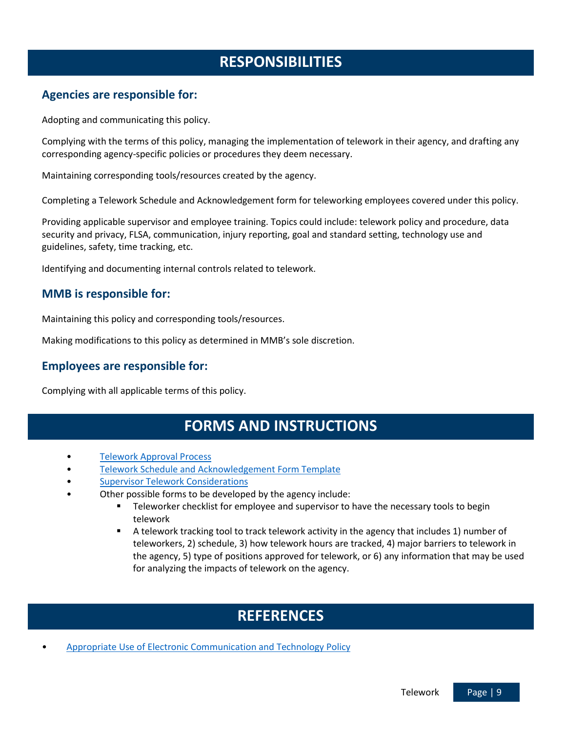# RESPONSIBILITIES

## Agencies are responsible for:

Adopting and communicating this policy.

Complying with the terms of this policy, managing the implementation of telework in their agency, and drafting any corresponding agency-specific policies or procedures they deem necessary.

Maintaining corresponding tools/resources created by the agency.

Completing a Telework Schedule and Acknowledgement form for teleworking employees covered under this policy.

Providing applicable supervisor and employee training. Topics could include: telework policy and procedure, data security and privacy, FLSA, communication, injury reporting, goal and standard setting, technology use and guidelines, safety, time tracking, etc.

Identifying and documenting internal controls related to telework.

## MMB is responsible for:

Maintaining this policy and corresponding tools/resources.

Making modifications to this policy as determined in MMB's sole discretion.

## Employees are responsible for:

Complying with all applicable terms of this policy.

# FORMS AND INSTRUCTIONS

- Telework Approval Process
- Telework Schedule and Acknowledgement Form Template
- Supervisor Telework Considerations
- Other possible forms to be developed by the agency include:
  - Teleworker checklist for employee and supervisor to have the necessary tools to begin telework
  - A telework tracking tool to track telework activity in the agency that includes 1) number of teleworkers, 2) schedule, 3) how telework hours are tracked, 4) major barriers to telework in the agency, 5) type of positions approved for telework, or 6) any information that may be used for analyzing the impacts of telework on the agency.

# REFERENCES

- Appropriate Use of Electronic Communication and Technology Policy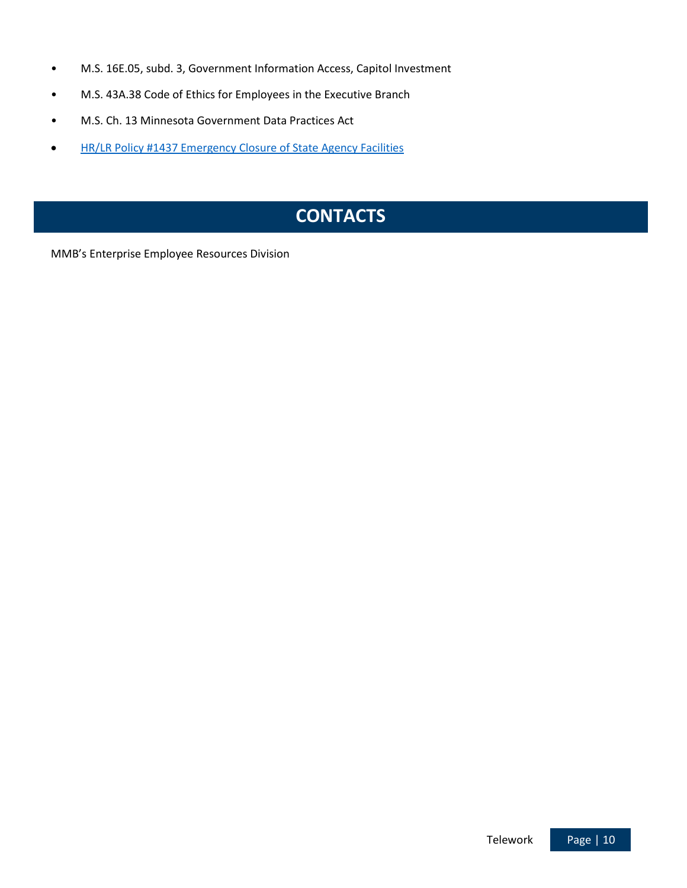- M.S. 16E.05, subd. 3, Government Information Access, Capitol Investment
- M.S. 43A.38 Code of Ethics for Employees in the Executive Branch
- M.S. Ch. 13 Minnesota Government Data Practices Act
- HR/LR Policy #1437 Emergency Closure of State Agency Facilities

## CONTACTS

MMB's Enterprise Employee Resources Division